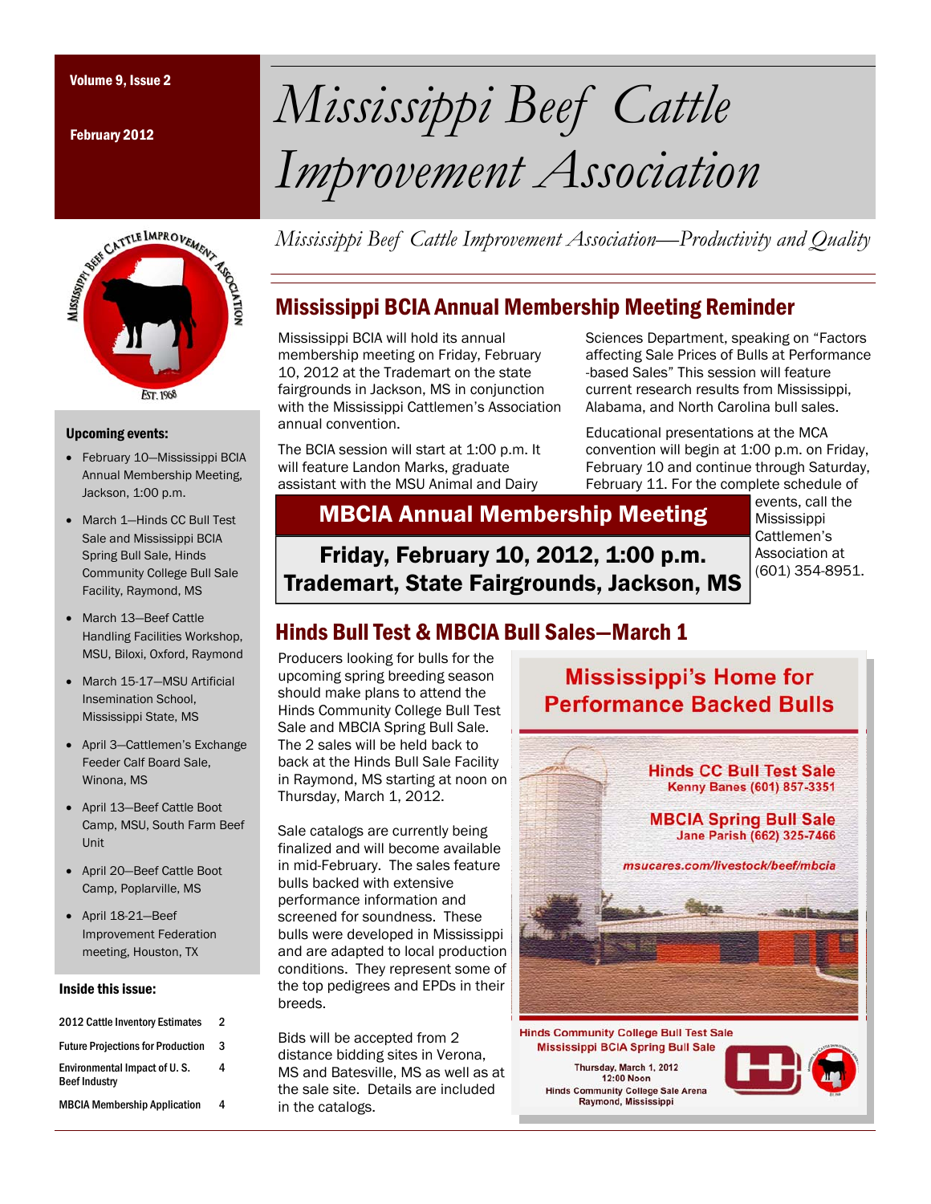# Mississippi Beef Cattle Improvement Association

*Mississippi Beef Cattle Improvement Association—Productivity and Quality*

## Mississippi BCIA Annual Membership Meeting Reminder

Mississippi BCIA will hold its annual membership meeting on Friday, February 10, 2012 at the Trademart on the state fairgrounds in Jackson, MS in conjunction with the Mississippi Cattlemen's Association annual convention.

The BCIA session will start at 1:00 p.m. It will feature Landon Marks, graduate assistant with the MSU Animal and Dairy Sciences Department, speaking on "Factors affecting Sale Prices of Bulls at Performance-based Sales" This session will feature current research results from Mississippi, Alabama, and North Carolina bull sales.

Educational presentations at the MCA convention will begin at 1:00 p.m. on Friday, February 10 and continue through Saturday, February 11. For the complete schedule of events, call the Mississippi Cattlemen's Association at (601) 354-8951.

**MBCIA Annual Membership Meeting**

**Friday, February 10, 2012, 1:00 p.m.**
**Trademart, State Fairgrounds, Jackson, MS**

## Hinds Bull Test & MBCIA Bull Sales—March 1

Producers looking for bulls for the upcoming spring breeding season should make plans to attend the Hinds Community College Bull Test Sale and MBCIA Spring Bull Sale. The 2 sales will be held back to back at the Hinds Bull Sale Facility in Raymond, MS starting at noon on Thursday, March 1, 2012.

Sale catalogs are currently being finalized and will become available in mid-February. The sales feature bulls backed with extensive performance information and screened for soundness. These bulls were developed in Mississippi and are adapted to local production conditions. They represent some of the top pedigrees and EPDs in their breeds.

Bids will be accepted from 2 distance bidding sites in Verona, MS and Batesville, MS as well as at the sale site. Details are included in the catalogs.

**Mississippi's Home for Performance Backed Bulls**

**Hinds CC Bull Test Sale**
Kenny Banes (601) 857-3351

**MBCIA Spring Bull Sale**
Jane Parish (662) 325-7466

*msucares.com/livestock/beef/mbcia*

Hinds Community College Bull Test Sale
Mississippi BCIA Spring Bull Sale
Thursday, March 1, 2012
12:00 Noon
Hinds Community College Sale Arena
Raymond, Mississippi

### Upcoming events:

- February 10—Mississippi BCIA Annual Membership Meeting, Jackson, 1:00 p.m.
- March 1—Hinds CC Bull Test Sale and Mississippi BCIA Spring Bull Sale, Hinds Community College Bull Sale Facility, Raymond, MS
- March 13—Beef Cattle Handling Facilities Workshop, MSU, Biloxi, Oxford, Raymond
- March 15-17—MSU Artificial Insemination School, Mississippi State, MS
- April 3—Cattlemen's Exchange Feeder Calf Board Sale, Winona, MS
- April 13—Beef Cattle Boot Camp, MSU, South Farm Beef Unit
- April 20—Beef Cattle Boot Camp, Poplarville, MS
- April 18-21—Beef Improvement Federation meeting, Houston, TX

### Inside this issue:

| | |
|---|---|
| 2012 Cattle Inventory Estimates | 2 |
| Future Projections for Production | 3 |
| Environmental Impact of U. S. Beef Industry | 4 |
| MBCIA Membership Application | 4 |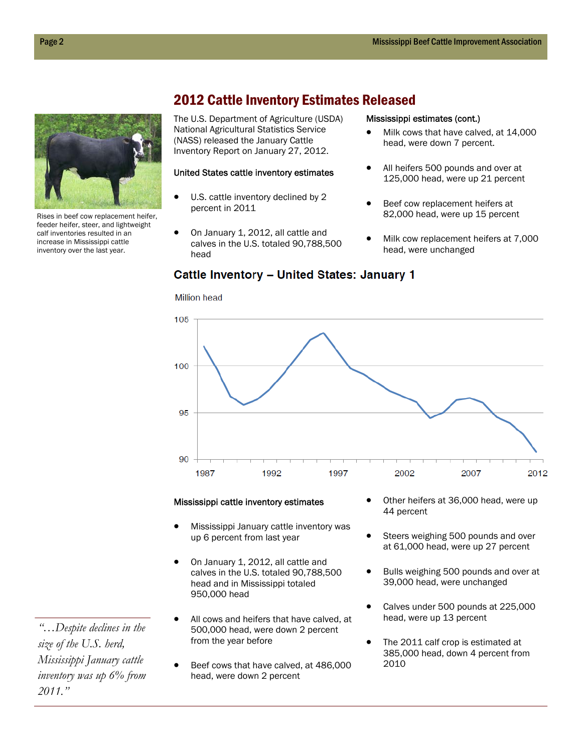# 2012 Cattle Inventory Estimates Released

Rises in beef cow replacement heifer, feeder heifer, steer, and lightweight calf inventories resulted in an increase in Mississippi cattle inventory over the last year.

The U.S. Department of Agriculture (USDA) National Agricultural Statistics Service (NASS) released the January Cattle Inventory Report on January 27, 2012.

### United States cattle inventory estimates

- U.S. cattle inventory declined by 2 percent in 2011
- On January 1, 2012, all cattle and calves in the U.S. totaled 90,788,500 head

### Mississippi estimates (cont.)

- Milk cows that have calved, at 14,000 head, were down 7 percent.
- All heifers 500 pounds and over at 125,000 head, were up 21 percent
- Beef cow replacement heifers at 82,000 head, were up 15 percent
- Milk cow replacement heifers at 7,000 head, were unchanged

## Cattle Inventory – United States: January 1

Million head

### Mississippi cattle inventory estimates

- Mississippi January cattle inventory was up 6 percent from last year
- On January 1, 2012, all cattle and calves in the U.S. totaled 90,788,500 head and in Mississippi totaled 950,000 head
- All cows and heifers that have calved, at 500,000 head, were down 2 percent from the year before
- Beef cows that have calved, at 486,000 head, were down 2 percent
- Other heifers at 36,000 head, were up 44 percent
- Steers weighing 500 pounds and over at 61,000 head, were up 27 percent
- Bulls weighing 500 pounds and over at 39,000 head, were unchanged
- Calves under 500 pounds at 225,000 head, were up 13 percent
- The 2011 calf crop is estimated at 385,000 head, down 4 percent from 2010

*"…Despite declines in the size of the U.S. herd, Mississippi January cattle inventory was up 6% from 2011."*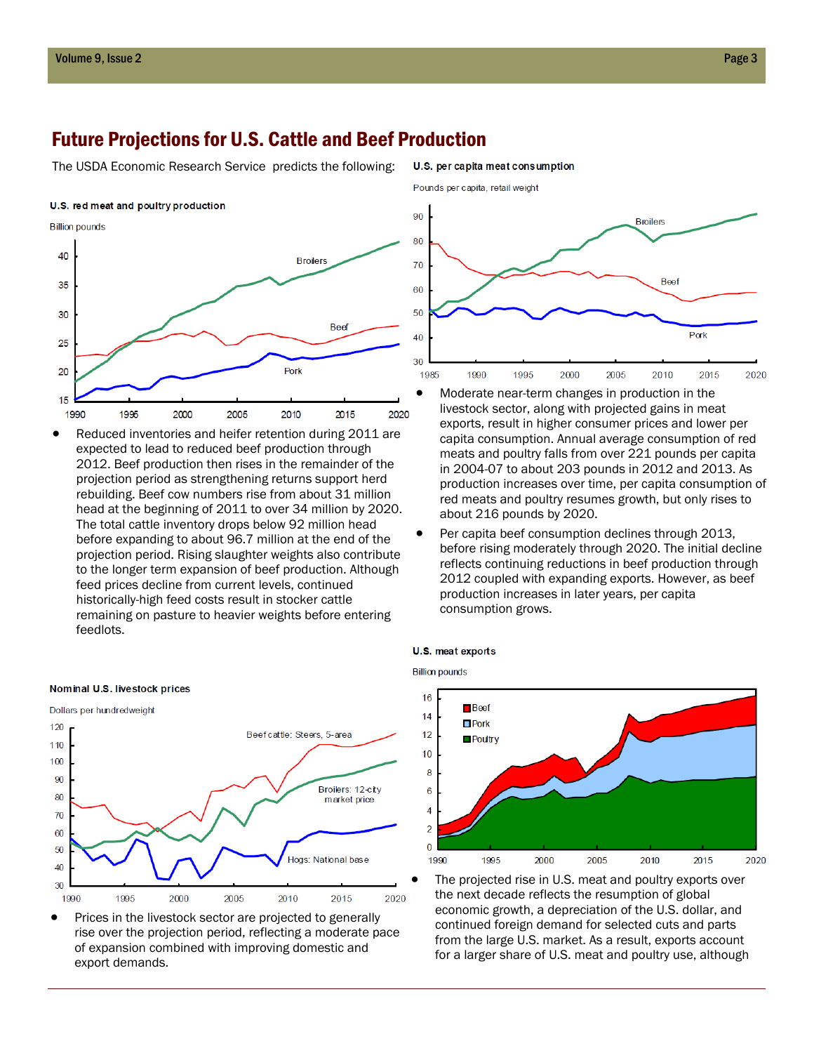# Future Projections for U.S. Cattle and Beef Production

The USDA Economic Research Service predicts the following:

**U.S. red meat and poultry production**

Billion pounds

- Reduced inventories and heifer retention during 2011 are expected to lead to reduced beef production through 2012. Beef production then rises in the remainder of the projection period as strengthening returns support herd rebuilding. Beef cow numbers rise from about 31 million head at the beginning of 2011 to over 34 million by 2020. The total cattle inventory drops below 92 million head before expanding to about 96.7 million at the end of the projection period. Rising slaughter weights also contribute to the longer term expansion of beef production. Although feed prices decline from current levels, continued historically-high feed costs result in stocker cattle remaining on pasture to heavier weights before entering feedlots.

**Nominal U.S. livestock prices**

Dollars per hundredweight

- Prices in the livestock sector are projected to generally rise over the projection period, reflecting a moderate pace of expansion combined with improving domestic and export demands.

**U.S. per capita meat consumption**

Pounds per capita, retail weight

- Moderate near-term changes in production in the livestock sector, along with projected gains in meat exports, result in higher consumer prices and lower per capita consumption. Annual average consumption of red meats and poultry falls from over 221 pounds per capita in 2004-07 to about 203 pounds in 2012 and 2013. As production increases over time, per capita consumption of red meats and poultry resumes growth, but only rises to about 216 pounds by 2020.
- Per capita beef consumption declines through 2013, before rising moderately through 2020. The initial decline reflects continuing reductions in beef production through 2012 coupled with expanding exports. However, as beef production increases in later years, per capita consumption grows.

**U.S. meat exports**

Billion pounds

- The projected rise in U.S. meat and poultry exports over the next decade reflects the resumption of global economic growth, a depreciation of the U.S. dollar, and continued foreign demand for selected cuts and parts from the large U.S. market. As a result, exports account for a larger share of U.S. meat and poultry use, although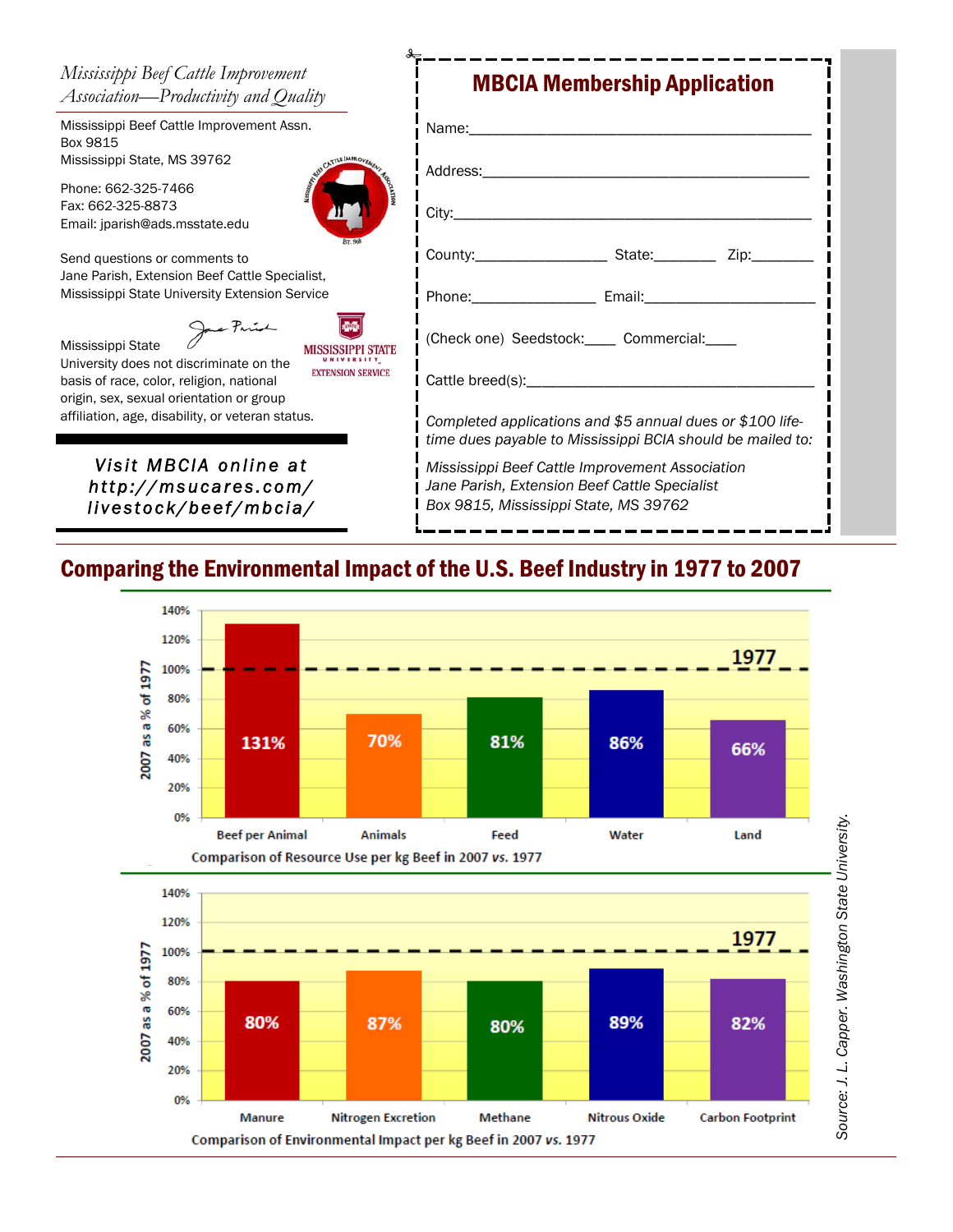*Mississippi Beef Cattle Improvement Association—Productivity and Quality*

Mississippi Beef Cattle Improvement Assn.
Box 9815
Mississippi State, MS 39762

Phone: 662-325-7466
Fax: 662-325-8873
Email: jparish@ads.msstate.edu

Send questions or comments to
Jane Parish, Extension Beef Cattle Specialist,
Mississippi State University Extension Service

Mississippi State University does not discriminate on the basis of race, color, religion, national origin, sex, sexual orientation or group affiliation, age, disability, or veteran status.

**Visit MBCIA online at http://msucares.com/livestock/beef/mbcia/**

## MBCIA Membership Application

Name:\_\_\_\_\_\_\_\_\_\_\_\_\_\_\_\_\_\_\_\_\_\_\_\_\_\_\_\_\_\_\_\_\_\_\_\_\_\_\_\_

Address:\_\_\_\_\_\_\_\_\_\_\_\_\_\_\_\_\_\_\_\_\_\_\_\_\_\_\_\_\_\_\_\_\_\_\_\_\_\_

City:\_\_\_\_\_\_\_\_\_\_\_\_\_\_\_\_\_\_\_\_\_\_\_\_\_\_\_\_\_\_\_\_\_\_\_\_\_\_\_\_\_

County:\_\_\_\_\_\_\_\_\_\_\_\_\_\_\_\_ State:\_\_\_\_\_\_\_ Zip:\_\_\_\_\_\_\_

Phone:\_\_\_\_\_\_\_\_\_\_\_\_\_\_\_ Email:\_\_\_\_\_\_\_\_\_\_\_\_\_\_\_\_\_\_\_\_

(Check one) Seedstock:\_\_\_\_ Commercial:\_\_\_\_

Cattle breed(s):\_\_\_\_\_\_\_\_\_\_\_\_\_\_\_\_\_\_\_\_\_\_\_\_\_\_\_\_\_\_\_\_\_\_

*Completed applications and $5 annual dues or $100 life-time dues payable to Mississippi BCIA should be mailed to:*

*Mississippi Beef Cattle Improvement Association*
*Jane Parish, Extension Beef Cattle Specialist*
*Box 9815, Mississippi State, MS 39762*

## Comparing the Environmental Impact of the U.S. Beef Industry in 1977 to 2007

2007 as a % of 1977
140%
120%
100%
80%
60%
40%
20%
0%
1977
131%
70%
81%
86%
66%
Beef per Animal
Animals
Feed
Water
Land
Comparison of Resource Use per kg Beef in 2007 *vs.* 1977

2007 as a % of 1977
140%
120%
100%
80%
60%
40%
20%
0%
1977
80%
87%
80%
89%
82%
Manure
Nitrogen Excretion
Methane
Nitrous Oxide
Carbon Footprint
Comparison of Environmental Impact per kg Beef in 2007 *vs.* 1977

*Source: J. L. Capper. Washington State University.*